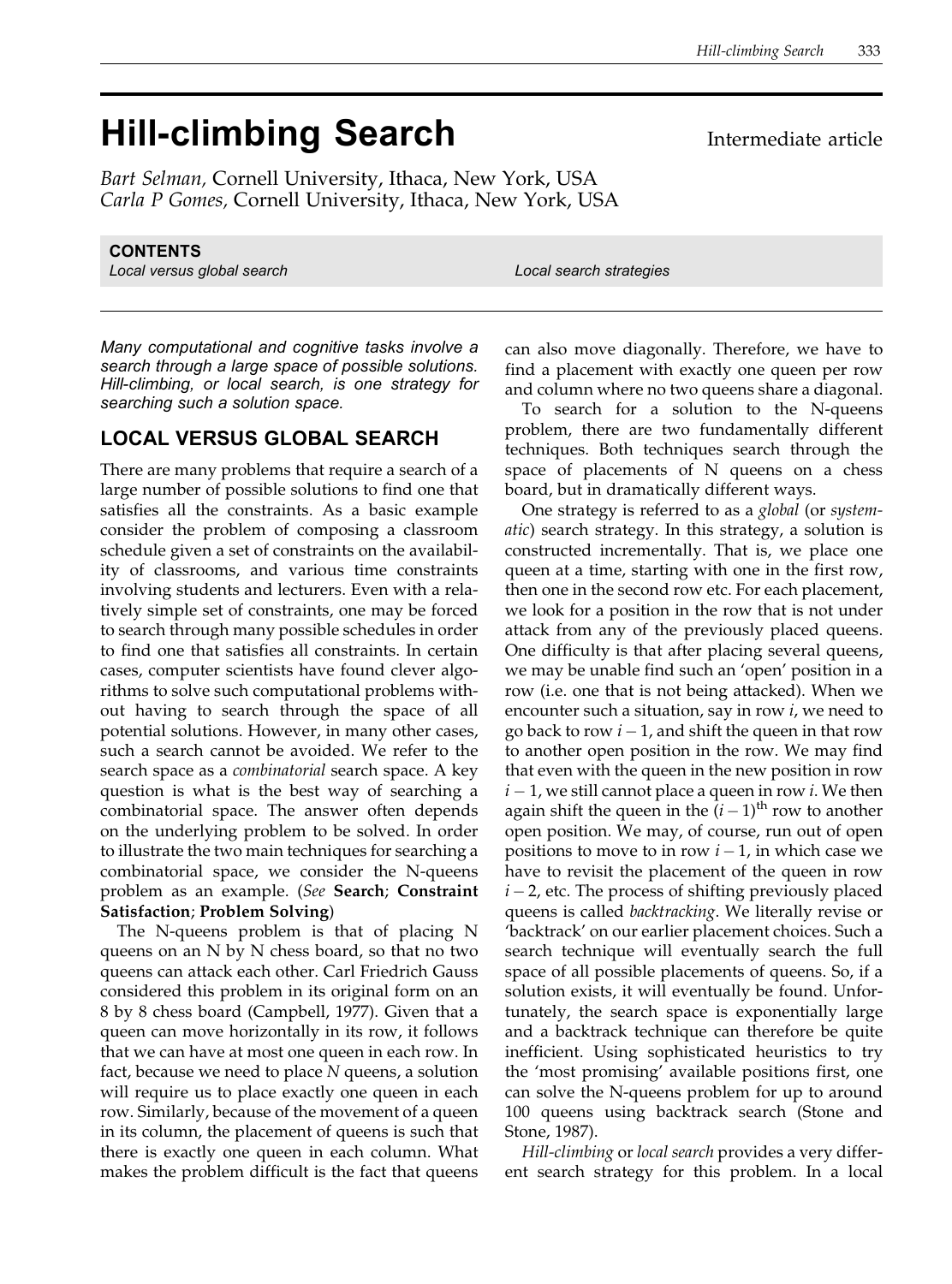# Hill-climbing Search

Intermediate article

*Bart Selman,* Cornell University, Ithaca, New York, USA
*Carla P Gomes,* Cornell University, Ithaca, New York, USA

**CONTENTS**

*Local versus global search*
*Local search strategies*

*Many computational and cognitive tasks involve a search through a large space of possible solutions. Hill-climbing, or local search, is one strategy for searching such a solution space.*

## LOCAL VERSUS GLOBAL SEARCH

There are many problems that require a search of a large number of possible solutions to find one that satisfies all the constraints. As a basic example consider the problem of composing a classroom schedule given a set of constraints on the availability of classrooms, and various time constraints involving students and lecturers. Even with a relatively simple set of constraints, one may be forced to search through many possible schedules in order to find one that satisfies all constraints. In certain cases, computer scientists have found clever algorithms to solve such computational problems without having to search through the space of all potential solutions. However, in many other cases, such a search cannot be avoided. We refer to the search space as a *combinatorial* search space. A key question is what is the best way of searching a combinatorial space. The answer often depends on the underlying problem to be solved. In order to illustrate the two main techniques for searching a combinatorial space, we consider the N-queens problem as an example. (*See* **Search**; **Constraint Satisfaction**; **Problem Solving**)

The N-queens problem is that of placing N queens on an N by N chess board, so that no two queens can attack each other. Carl Friedrich Gauss considered this problem in its original form on an 8 by 8 chess board (Campbell, 1977). Given that a queen can move horizontally in its row, it follows that we can have at most one queen in each row. In fact, because we need to place *N* queens, a solution will require us to place exactly one queen in each row. Similarly, because of the movement of a queen in its column, the placement of queens is such that there is exactly one queen in each column. What makes the problem difficult is the fact that queens can also move diagonally. Therefore, we have to find a placement with exactly one queen per row and column where no two queens share a diagonal.

To search for a solution to the N-queens problem, there are two fundamentally different techniques. Both techniques search through the space of placements of N queens on a chess board, but in dramatically different ways.

One strategy is referred to as a *global* (or *systematic*) search strategy. In this strategy, a solution is constructed incrementally. That is, we place one queen at a time, starting with one in the first row, then one in the second row etc. For each placement, we look for a position in the row that is not under attack from any of the previously placed queens. One difficulty is that after placing several queens, we may be unable find such an 'open' position in a row (i.e. one that is not being attacked). When we encounter such a situation, say in row $i$, we need to go back to row $i-1$, and shift the queen in that row to another open position in the row. We may find that even with the queen in the new position in row $i-1$, we still cannot place a queen in row $i$. We then again shift the queen in the $(i-1)^{\text{th}}$ row to another open position. We may, of course, run out of open positions to move to in row $i-1$, in which case we have to revisit the placement of the queen in row $i-2$, etc. The process of shifting previously placed queens is called *backtracking*. We literally revise or 'backtrack' on our earlier placement choices. Such a search technique will eventually search the full space of all possible placements of queens. So, if a solution exists, it will eventually be found. Unfortunately, the search space is exponentially large and a backtrack technique can therefore be quite inefficient. Using sophisticated heuristics to try the 'most promising' available positions first, one can solve the N-queens problem for up to around 100 queens using backtrack search (Stone and Stone, 1987).

*Hill-climbing* or *local search* provides a very different search strategy for this problem. In a local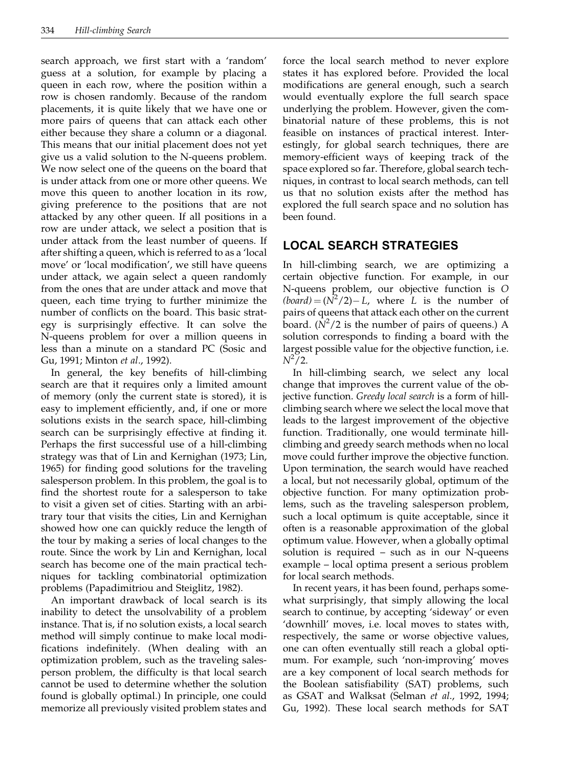search approach, we first start with a 'random' guess at a solution, for example by placing a queen in each row, where the position within a row is chosen randomly. Because of the random placements, it is quite likely that we have one or more pairs of queens that can attack each other either because they share a column or a diagonal. This means that our initial placement does not yet give us a valid solution to the N-queens problem. We now select one of the queens on the board that is under attack from one or more other queens. We move this queen to another location in its row, giving preference to the positions that are not attacked by any other queen. If all positions in a row are under attack, we select a position that is under attack from the least number of queens. If after shifting a queen, which is referred to as a 'local move' or 'local modification', we still have queens under attack, we again select a queen randomly from the ones that are under attack and move that queen, each time trying to further minimize the number of conflicts on the board. This basic strategy is surprisingly effective. It can solve the N-queens problem for over a million queens in less than a minute on a standard PC (Sosic and Gu, 1991; Minton *et al*., 1992).

In general, the key benefits of hill-climbing search are that it requires only a limited amount of memory (only the current state is stored), it is easy to implement efficiently, and, if one or more solutions exists in the search space, hill-climbing search can be surprisingly effective at finding it. Perhaps the first successful use of a hill-climbing strategy was that of Lin and Kernighan (1973; Lin, 1965) for finding good solutions for the traveling salesperson problem. In this problem, the goal is to find the shortest route for a salesperson to take to visit a given set of cities. Starting with an arbitrary tour that visits the cities, Lin and Kernighan showed how one can quickly reduce the length of the tour by making a series of local changes to the route. Since the work by Lin and Kernighan, local search has become one of the main practical techniques for tackling combinatorial optimization problems (Papadimitriou and Steiglitz, 1982).

An important drawback of local search is its inability to detect the unsolvability of a problem instance. That is, if no solution exists, a local search method will simply continue to make local modifications indefinitely. (When dealing with an optimization problem, such as the traveling salesperson problem, the difficulty is that local search cannot be used to determine whether the solution found is globally optimal.) In principle, one could memorize all previously visited problem states and force the local search method to never explore states it has explored before. Provided the local modifications are general enough, such a search would eventually explore the full search space underlying the problem. However, given the combinatorial nature of these problems, this is not feasible on instances of practical interest. Interestingly, for global search techniques, there are memory-efficient ways of keeping track of the space explored so far. Therefore, global search techniques, in contrast to local search methods, can tell us that no solution exists after the method has explored the full search space and no solution has been found.

## LOCAL SEARCH STRATEGIES

In hill-climbing search, we are optimizing a certain objective function. For example, in our N-queens problem, our objective function is $O(board) = (N^2/2) - L$, where $L$ is the number of pairs of queens that attack each other on the current board. ($N^2/2$ is the number of pairs of queens.) A solution corresponds to finding a board with the largest possible value for the objective function, i.e. $N^2/2$.

In hill-climbing search, we select any local change that improves the current value of the objective function. *Greedy local search* is a form of hill-climbing search where we select the local move that leads to the largest improvement of the objective function. Traditionally, one would terminate hill-climbing and greedy search methods when no local move could further improve the objective function. Upon termination, the search would have reached a local, but not necessarily global, optimum of the objective function. For many optimization problems, such as the traveling salesperson problem, such a local optimum is quite acceptable, since it often is a reasonable approximation of the global optimum value. However, when a globally optimal solution is required – such as in our N-queens example – local optima present a serious problem for local search methods.

In recent years, it has been found, perhaps somewhat surprisingly, that simply allowing the local search to continue, by accepting 'sideway' or even 'downhill' moves, i.e. local moves to states with, respectively, the same or worse objective values, one can often eventually still reach a global optimum. For example, such 'non-improving' moves are a key component of local search methods for the Boolean satisfiability (SAT) problems, such as GSAT and Walksat (Selman *et al*., 1992, 1994; Gu, 1992). These local search methods for SAT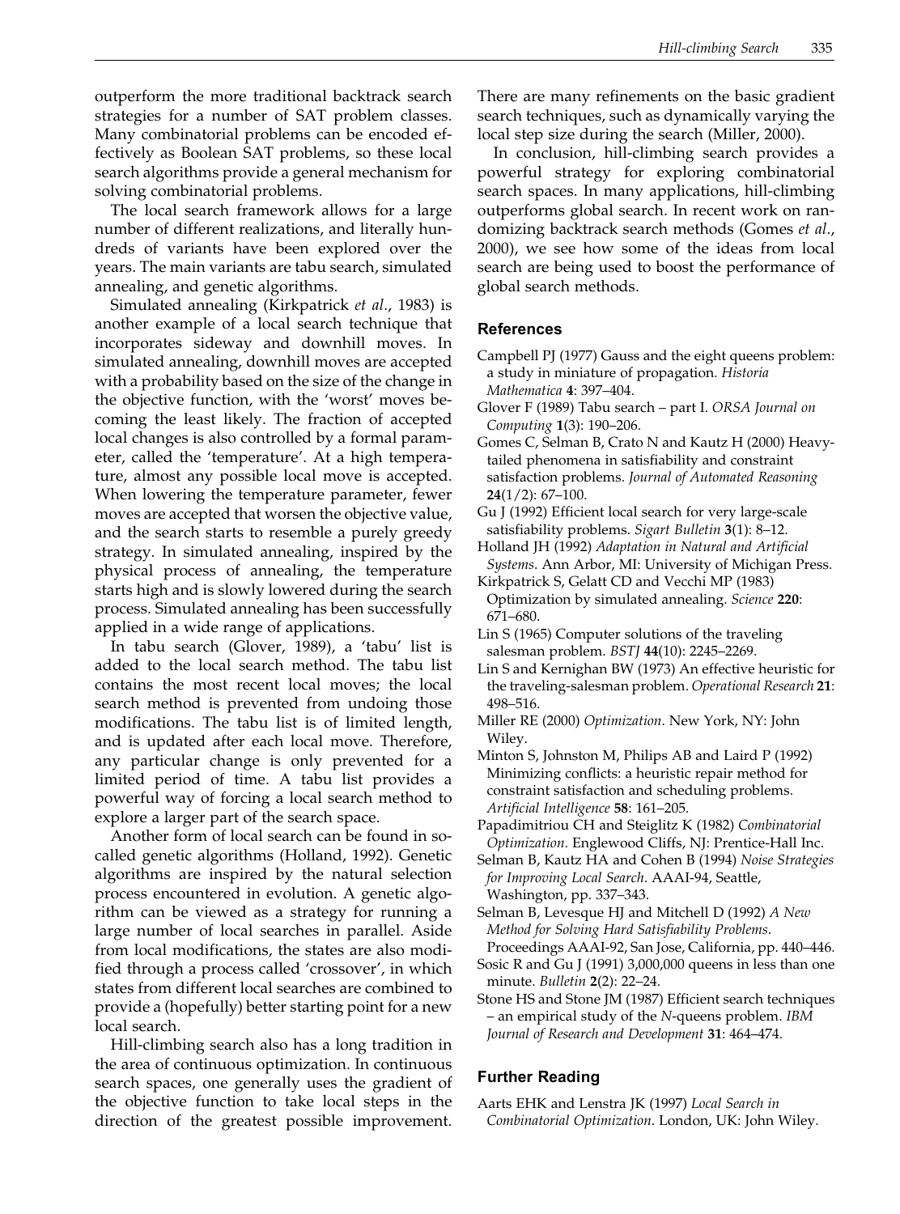outperform the more traditional backtrack search strategies for a number of SAT problem classes. Many combinatorial problems can be encoded effectively as Boolean SAT problems, so these local search algorithms provide a general mechanism for solving combinatorial problems.

The local search framework allows for a large number of different realizations, and literally hundreds of variants have been explored over the years. The main variants are tabu search, simulated annealing, and genetic algorithms.

Simulated annealing (Kirkpatrick *et al*., 1983) is another example of a local search technique that incorporates sideway and downhill moves. In simulated annealing, downhill moves are accepted with a probability based on the size of the change in the objective function, with the 'worst' moves becoming the least likely. The fraction of accepted local changes is also controlled by a formal parameter, called the 'temperature'. At a high temperature, almost any possible local move is accepted. When lowering the temperature parameter, fewer moves are accepted that worsen the objective value, and the search starts to resemble a purely greedy strategy. In simulated annealing, inspired by the physical process of annealing, the temperature starts high and is slowly lowered during the search process. Simulated annealing has been successfully applied in a wide range of applications.

In tabu search (Glover, 1989), a 'tabu' list is added to the local search method. The tabu list contains the most recent local moves; the local search method is prevented from undoing those modifications. The tabu list is of limited length, and is updated after each local move. Therefore, any particular change is only prevented for a limited period of time. A tabu list provides a powerful way of forcing a local search method to explore a larger part of the search space.

Another form of local search can be found in so-called genetic algorithms (Holland, 1992). Genetic algorithms are inspired by the natural selection process encountered in evolution. A genetic algorithm can be viewed as a strategy for running a large number of local searches in parallel. Aside from local modifications, the states are also modified through a process called 'crossover', in which states from different local searches are combined to provide a (hopefully) better starting point for a new local search.

Hill-climbing search also has a long tradition in the area of continuous optimization. In continuous search spaces, one generally uses the gradient of the objective function to take local steps in the direction of the greatest possible improvement. There are many refinements on the basic gradient search techniques, such as dynamically varying the local step size during the search (Miller, 2000).

In conclusion, hill-climbing search provides a powerful strategy for exploring combinatorial search spaces. In many applications, hill-climbing outperforms global search. In recent work on randomizing backtrack search methods (Gomes *et al*., 2000), we see how some of the ideas from local search are being used to boost the performance of global search methods.

## References

Campbell PJ (1977) Gauss and the eight queens problem: a study in miniature of propagation. *Historia Mathematica* **4**: 397–404.

Glover F (1989) Tabu search – part I. *ORSA Journal on Computing* **1**(3): 190–206.

Gomes C, Selman B, Crato N and Kautz H (2000) Heavy-tailed phenomena in satisfiability and constraint satisfaction problems. *Journal of Automated Reasoning* **24**(1/2): 67–100.

Gu J (1992) Efficient local search for very large-scale satisfiability problems. *Sigart Bulletin* **3**(1): 8–12.

Holland JH (1992) *Adaptation in Natural and Artificial Systems*. Ann Arbor, MI: University of Michigan Press.

Kirkpatrick S, Gelatt CD and Vecchi MP (1983) Optimization by simulated annealing. *Science* **220**: 671–680.

Lin S (1965) Computer solutions of the traveling salesman problem. *BSTJ* **44**(10): 2245–2269.

Lin S and Kernighan BW (1973) An effective heuristic for the traveling-salesman problem. *Operational Research* **21**: 498–516.

Miller RE (2000) *Optimization*. New York, NY: John Wiley.

Minton S, Johnston M, Philips AB and Laird P (1992) Minimizing conflicts: a heuristic repair method for constraint satisfaction and scheduling problems. *Artificial Intelligence* **58**: 161–205.

Papadimitriou CH and Steiglitz K (1982) *Combinatorial Optimization*. Englewood Cliffs, NJ: Prentice-Hall Inc.

Selman B, Kautz HA and Cohen B (1994) *Noise Strategies for Improving Local Search*. AAAI-94, Seattle, Washington, pp. 337–343.

Selman B, Levesque HJ and Mitchell D (1992) *A New Method for Solving Hard Satisfiability Problems*. Proceedings AAAI-92, San Jose, California, pp. 440–446.

Sosic R and Gu J (1991) 3,000,000 queens in less than one minute. *Bulletin* **2**(2): 22–24.

Stone HS and Stone JM (1987) Efficient search techniques – an empirical study of the *N*-queens problem. *IBM Journal of Research and Development* **31**: 464–474.

## Further Reading

Aarts EHK and Lenstra JK (1997) *Local Search in Combinatorial Optimization*. London, UK: John Wiley.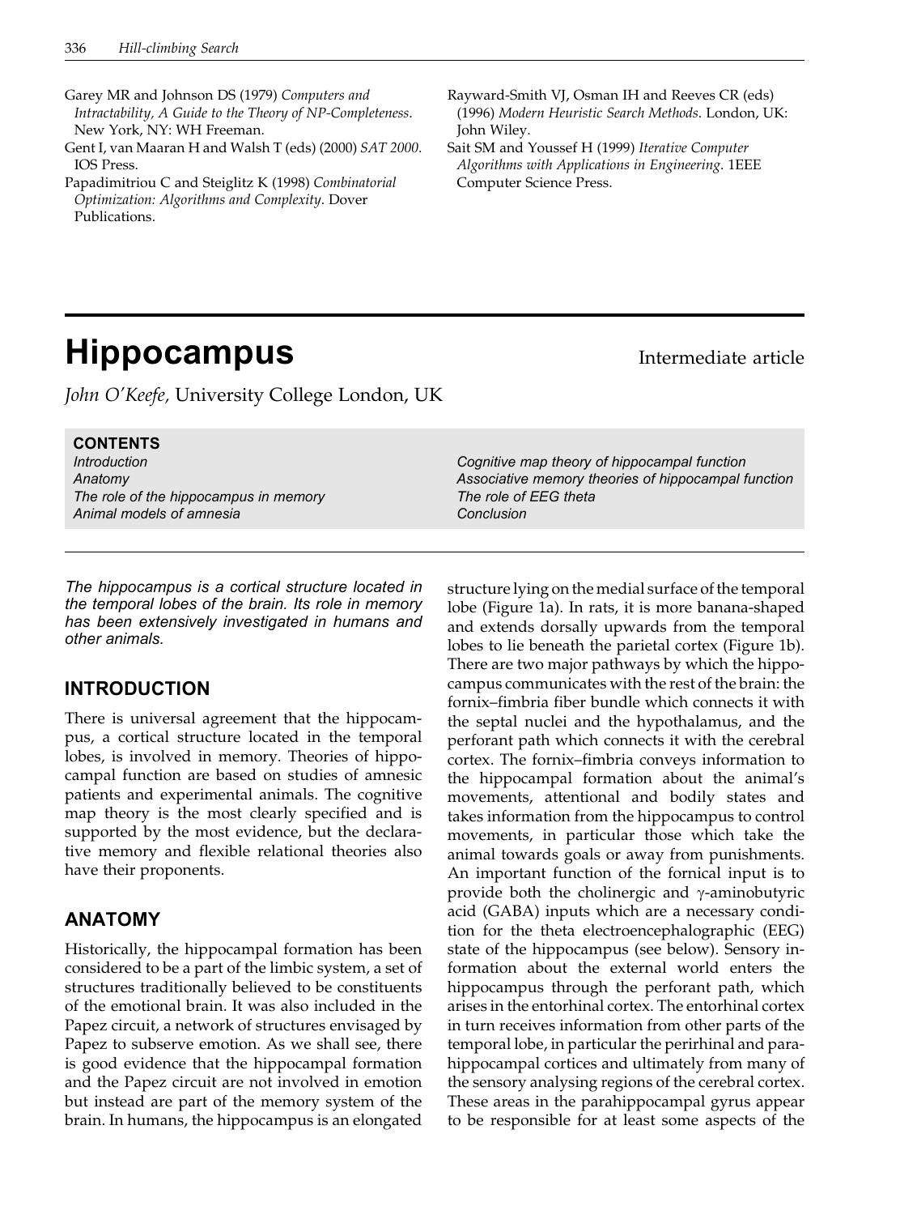Garey MR and Johnson DS (1979) *Computers and Intractability, A Guide to the Theory of NP-Completeness*. New York, NY: WH Freeman.

Gent I, van Maaran H and Walsh T (eds) (2000) *SAT 2000*. IOS Press.

Papadimitriou C and Steiglitz K (1998) *Combinatorial Optimization: Algorithms and Complexity*. Dover Publications.

Rayward-Smith VJ, Osman IH and Reeves CR (eds) (1996) *Modern Heuristic Search Methods*. London, UK: John Wiley.

Sait SM and Youssef H (1999) *Iterative Computer Algorithms with Applications in Engineering*. 1EEE Computer Science Press.

# Hippocampus

Intermediate article

*John O'Keefe*, University College London, UK

**CONTENTS**

*Introduction*
*Anatomy*
*The role of the hippocampus in memory*
*Animal models of amnesia*
*Cognitive map theory of hippocampal function*
*Associative memory theories of hippocampal function*
*The role of EEG theta*
*Conclusion*

*The hippocampus is a cortical structure located in the temporal lobes of the brain. Its role in memory has been extensively investigated in humans and other animals.*

## INTRODUCTION

There is universal agreement that the hippocampus, a cortical structure located in the temporal lobes, is involved in memory. Theories of hippocampal function are based on studies of amnesic patients and experimental animals. The cognitive map theory is the most clearly specified and is supported by the most evidence, but the declarative memory and flexible relational theories also have their proponents.

## ANATOMY

Historically, the hippocampal formation has been considered to be a part of the limbic system, a set of structures traditionally believed to be constituents of the emotional brain. It was also included in the Papez circuit, a network of structures envisaged by Papez to subserve emotion. As we shall see, there is good evidence that the hippocampal formation and the Papez circuit are not involved in emotion but instead are part of the memory system of the brain. In humans, the hippocampus is an elongated structure lying on the medial surface of the temporal lobe (Figure 1a). In rats, it is more banana-shaped and extends dorsally upwards from the temporal lobes to lie beneath the parietal cortex (Figure 1b). There are two major pathways by which the hippocampus communicates with the rest of the brain: the fornix–fimbria fiber bundle which connects it with the septal nuclei and the hypothalamus, and the perforant path which connects it with the cerebral cortex. The fornix–fimbria conveys information to the hippocampal formation about the animal's movements, attentional and bodily states and takes information from the hippocampus to control movements, in particular those which take the animal towards goals or away from punishments. An important function of the fornical input is to provide both the cholinergic and $\gamma$-aminobutyric acid (GABA) inputs which are a necessary condition for the theta electroencephalographic (EEG) state of the hippocampus (see below). Sensory information about the external world enters the hippocampus through the perforant path, which arises in the entorhinal cortex. The entorhinal cortex in turn receives information from other parts of the temporal lobe, in particular the perirhinal and parahippocampal cortices and ultimately from many of the sensory analysing regions of the cerebral cortex. These areas in the parahippocampal gyrus appear to be responsible for at least some aspects of the